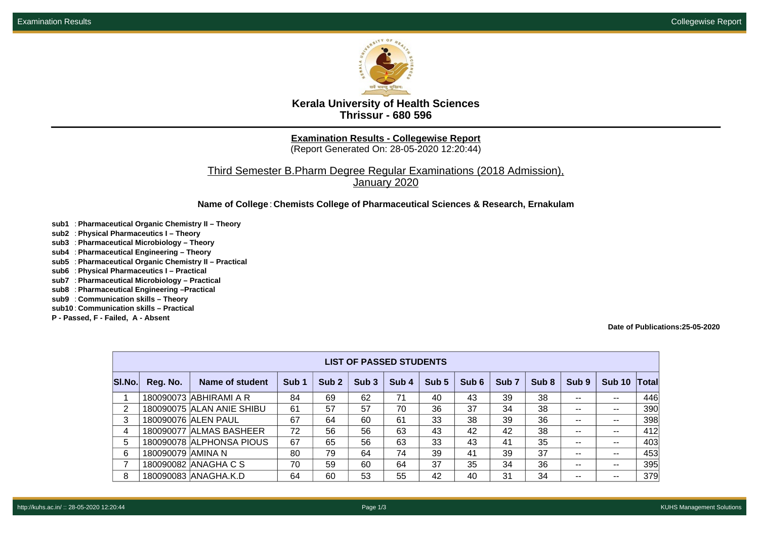# Kerala University of Health Sciences
## Thrissur - 680 596

**Examination Results - Collegewise Report**
(Report Generated On: 28-05-2020 12:20:44)

Third Semester B.Pharm Degree Regular Examinations (2018 Admission), January 2020

**Name of College** : **Chemists College of Pharmaceutical Sciences & Research, Ernakulam**

**sub1** : **Pharmaceutical Organic Chemistry II – Theory**
**sub2** : **Physical Pharmaceutics I – Theory**
**sub3** : **Pharmaceutical Microbiology – Theory**
**sub4** : **Pharmaceutical Engineering – Theory**
**sub5** : **Pharmaceutical Organic Chemistry II – Practical**
**sub6** : **Physical Pharmaceutics I – Practical**
**sub7** : **Pharmaceutical Microbiology – Practical**
**sub8** : **Pharmaceutical Engineering –Practical**
**sub9** : **Communication skills – Theory**
**sub10** : **Communication skills – Practical**
**P - Passed, F - Failed, A - Absent**

**Date of Publications:25-05-2020**

**LIST OF PASSED STUDENTS**

| Sl.No. | Reg. No. | Name of student | Sub 1 | Sub 2 | Sub 3 | Sub 4 | Sub 5 | Sub 6 | Sub 7 | Sub 8 | Sub 9 | Sub 10 | Total |
|---|---|---|---|---|---|---|---|---|---|---|---|---|---|
| 1 | 180090073 | ABHIRAMI A R | 84 | 69 | 62 | 71 | 40 | 43 | 39 | 38 | -- | -- | 446 |
| 2 | 180090075 | ALAN ANIE SHIBU | 61 | 57 | 57 | 70 | 36 | 37 | 34 | 38 | -- | -- | 390 |
| 3 | 180090076 | ALEN PAUL | 67 | 64 | 60 | 61 | 33 | 38 | 39 | 36 | -- | -- | 398 |
| 4 | 180090077 | ALMAS BASHEER | 72 | 56 | 56 | 63 | 43 | 42 | 42 | 38 | -- | -- | 412 |
| 5 | 180090078 | ALPHONSA PIOUS | 67 | 65 | 56 | 63 | 33 | 43 | 41 | 35 | -- | -- | 403 |
| 6 | 180090079 | AMINA N | 80 | 79 | 64 | 74 | 39 | 41 | 39 | 37 | -- | -- | 453 |
| 7 | 180090082 | ANAGHA C S | 70 | 59 | 60 | 64 | 37 | 35 | 34 | 36 | -- | -- | 395 |
| 8 | 180090083 | ANAGHA.K.D | 64 | 60 | 53 | 55 | 42 | 40 | 31 | 34 | -- | -- | 379 |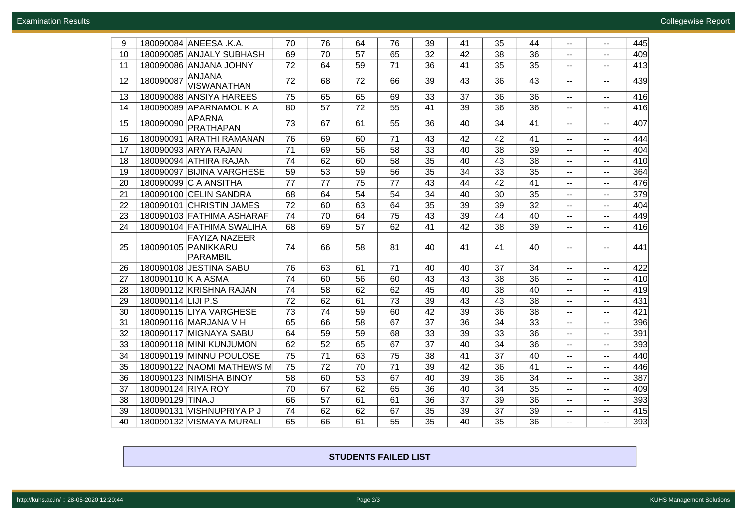| | | | | | | | | | | | | |
|---|---|---|---|---|---|---|---|---|---|---|---|---|
| 9 | 180090084 | ANEESA .K.A. | 70 | 76 | 64 | 76 | 39 | 41 | 35 | 44 | -- | -- | 445 |
| 10 | 180090085 | ANJALY SUBHASH | 69 | 70 | 57 | 65 | 32 | 42 | 38 | 36 | -- | -- | 409 |
| 11 | 180090086 | ANJANA JOHNY | 72 | 64 | 59 | 71 | 36 | 41 | 35 | 35 | -- | -- | 413 |
| 12 | 180090087 | ANJANA VISWANATHAN | 72 | 68 | 72 | 66 | 39 | 43 | 36 | 43 | -- | -- | 439 |
| 13 | 180090088 | ANSIYA HAREES | 75 | 65 | 65 | 69 | 33 | 37 | 36 | 36 | -- | -- | 416 |
| 14 | 180090089 | APARNAMOL K A | 80 | 57 | 72 | 55 | 41 | 39 | 36 | 36 | -- | -- | 416 |
| 15 | 180090090 | APARNA PRATHAPAN | 73 | 67 | 61 | 55 | 36 | 40 | 34 | 41 | -- | -- | 407 |
| 16 | 180090091 | ARATHI RAMANAN | 76 | 69 | 60 | 71 | 43 | 42 | 42 | 41 | -- | -- | 444 |
| 17 | 180090093 | ARYA RAJAN | 71 | 69 | 56 | 58 | 33 | 40 | 38 | 39 | -- | -- | 404 |
| 18 | 180090094 | ATHIRA RAJAN | 74 | 62 | 60 | 58 | 35 | 40 | 43 | 38 | -- | -- | 410 |
| 19 | 180090097 | BIJINA VARGHESE | 59 | 53 | 59 | 56 | 35 | 34 | 33 | 35 | -- | -- | 364 |
| 20 | 180090099 | C A ANSITHA | 77 | 77 | 75 | 77 | 43 | 44 | 42 | 41 | -- | -- | 476 |
| 21 | 180090100 | CELIN SANDRA | 68 | 64 | 54 | 54 | 34 | 40 | 30 | 35 | -- | -- | 379 |
| 22 | 180090101 | CHRISTIN JAMES | 72 | 60 | 63 | 64 | 35 | 39 | 39 | 32 | -- | -- | 404 |
| 23 | 180090103 | FATHIMA ASHARAF | 74 | 70 | 64 | 75 | 43 | 39 | 44 | 40 | -- | -- | 449 |
| 24 | 180090104 | FATHIMA SWALIHA | 68 | 69 | 57 | 62 | 41 | 42 | 38 | 39 | -- | -- | 416 |
| 25 | 180090105 | FAYIZA NAZEER PANIKKARU PARAMBIL | 74 | 66 | 58 | 81 | 40 | 41 | 41 | 40 | -- | -- | 441 |
| 26 | 180090108 | JESTINA SABU | 76 | 63 | 61 | 71 | 40 | 40 | 37 | 34 | -- | -- | 422 |
| 27 | 180090110 | K A ASMA | 74 | 60 | 56 | 60 | 43 | 43 | 38 | 36 | -- | -- | 410 |
| 28 | 180090112 | KRISHNA RAJAN | 74 | 58 | 62 | 62 | 45 | 40 | 38 | 40 | -- | -- | 419 |
| 29 | 180090114 | LIJI P.S | 72 | 62 | 61 | 73 | 39 | 43 | 43 | 38 | -- | -- | 431 |
| 30 | 180090115 | LIYA VARGHESE | 73 | 74 | 59 | 60 | 42 | 39 | 36 | 38 | -- | -- | 421 |
| 31 | 180090116 | MARJANA V H | 65 | 66 | 58 | 67 | 37 | 36 | 34 | 33 | -- | -- | 396 |
| 32 | 180090117 | MIGNAYA SABU | 64 | 59 | 59 | 68 | 33 | 39 | 33 | 36 | -- | -- | 391 |
| 33 | 180090118 | MINI KUNJUMON | 62 | 52 | 65 | 67 | 37 | 40 | 34 | 36 | -- | -- | 393 |
| 34 | 180090119 | MINNU POULOSE | 75 | 71 | 63 | 75 | 38 | 41 | 37 | 40 | -- | -- | 440 |
| 35 | 180090122 | NAOMI MATHEWS M | 75 | 72 | 70 | 71 | 39 | 42 | 36 | 41 | -- | -- | 446 |
| 36 | 180090123 | NIMISHA BINOY | 58 | 60 | 53 | 67 | 40 | 39 | 36 | 34 | -- | -- | 387 |
| 37 | 180090124 | RIYA ROY | 70 | 67 | 62 | 65 | 36 | 40 | 34 | 35 | -- | -- | 409 |
| 38 | 180090129 | TINA.J | 66 | 57 | 61 | 61 | 36 | 37 | 39 | 36 | -- | -- | 393 |
| 39 | 180090131 | VISHNUPRIYA P J | 74 | 62 | 62 | 67 | 35 | 39 | 37 | 39 | -- | -- | 415 |
| 40 | 180090132 | VISMAYA MURALI | 65 | 66 | 61 | 55 | 35 | 40 | 35 | 36 | -- | -- | 393 |

**STUDENTS FAILED LIST**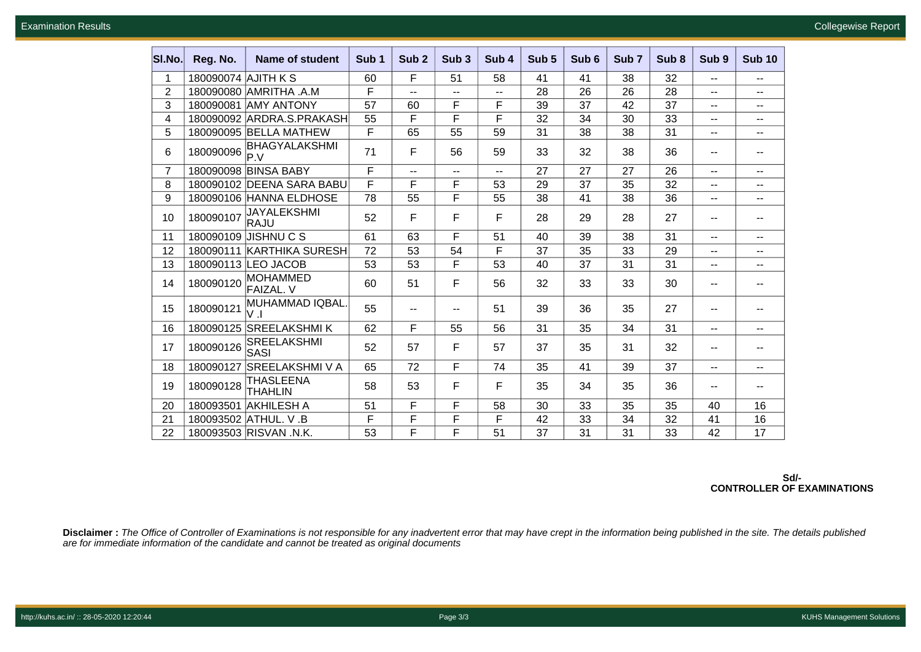| Sl.No. | Reg. No. | Name of student | Sub 1 | Sub 2 | Sub 3 | Sub 4 | Sub 5 | Sub 6 | Sub 7 | Sub 8 | Sub 9 | Sub 10 |
|---|---|---|---|---|---|---|---|---|---|---|---|---|
| 1 | 180090074 | AJITH K S | 60 | F | 51 | 58 | 41 | 41 | 38 | 32 | -- | -- |
| 2 | 180090080 | AMRITHA .A.M | F | -- | -- | -- | 28 | 26 | 26 | 28 | -- | -- |
| 3 | 180090081 | AMY ANTONY | 57 | 60 | F | F | 39 | 37 | 42 | 37 | -- | -- |
| 4 | 180090092 | ARDRA.S.PRAKASH | 55 | F | F | F | 32 | 34 | 30 | 33 | -- | -- |
| 5 | 180090095 | BELLA MATHEW | F | 65 | 55 | 59 | 31 | 38 | 38 | 31 | -- | -- |
| 6 | 180090096 | BHAGYALAKSHMI P.V | 71 | F | 56 | 59 | 33 | 32 | 38 | 36 | -- | -- |
| 7 | 180090098 | BINSA BABY | F | -- | -- | -- | 27 | 27 | 27 | 26 | -- | -- |
| 8 | 180090102 | DEENA SARA BABU | F | F | F | 53 | 29 | 37 | 35 | 32 | -- | -- |
| 9 | 180090106 | HANNA ELDHOSE | 78 | 55 | F | 55 | 38 | 41 | 38 | 36 | -- | -- |
| 10 | 180090107 | JAYALEKSHMI RAJU | 52 | F | F | F | 28 | 29 | 28 | 27 | -- | -- |
| 11 | 180090109 | JISHNU C S | 61 | 63 | F | 51 | 40 | 39 | 38 | 31 | -- | -- |
| 12 | 180090111 | KARTHIKA SURESH | 72 | 53 | 54 | F | 37 | 35 | 33 | 29 | -- | -- |
| 13 | 180090113 | LEO JACOB | 53 | 53 | F | 53 | 40 | 37 | 31 | 31 | -- | -- |
| 14 | 180090120 | MOHAMMED FAIZAL. V | 60 | 51 | F | 56 | 32 | 33 | 33 | 30 | -- | -- |
| 15 | 180090121 | MUHAMMAD IQBAL. V .I | 55 | -- | -- | 51 | 39 | 36 | 35 | 27 | -- | -- |
| 16 | 180090125 | SREELAKSHMI K | 62 | F | 55 | 56 | 31 | 35 | 34 | 31 | -- | -- |
| 17 | 180090126 | SREELAKSHMI SASI | 52 | 57 | F | 57 | 37 | 35 | 31 | 32 | -- | -- |
| 18 | 180090127 | SREELAKSHMI V A | 65 | 72 | F | 74 | 35 | 41 | 39 | 37 | -- | -- |
| 19 | 180090128 | THASLEENA THAHLIN | 58 | 53 | F | F | 35 | 34 | 35 | 36 | -- | -- |
| 20 | 180093501 | AKHILESH A | 51 | F | F | 58 | 30 | 33 | 35 | 35 | 40 | 16 |
| 21 | 180093502 | ATHUL. V .B | F | F | F | F | 42 | 33 | 34 | 32 | 41 | 16 |
| 22 | 180093503 | RISVAN .N.K. | 53 | F | F | 51 | 37 | 31 | 31 | 33 | 42 | 17 |

**Sd/-**
**CONTROLLER OF EXAMINATIONS**

**Disclaimer :** *The Office of Controller of Examinations is not responsible for any inadvertent error that may have crept in the information being published in the site. The details published are for immediate information of the candidate and cannot be treated as original documents*